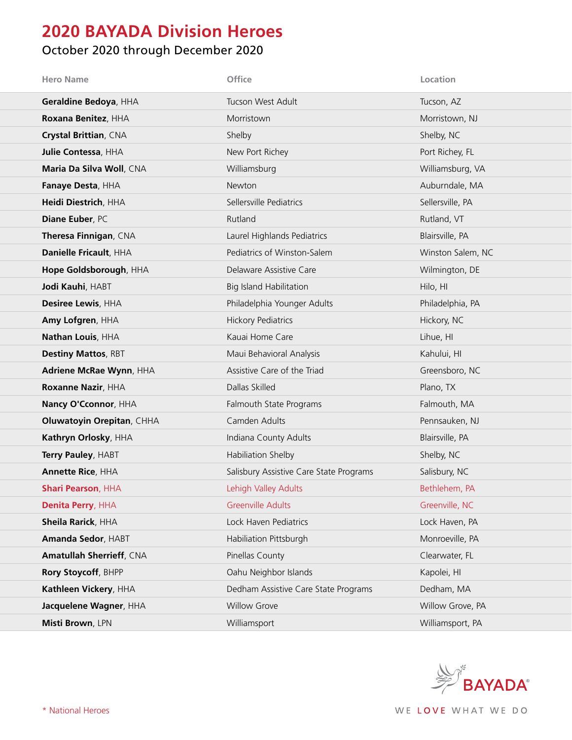# 2020 BAYADA Division Heroes

## October 2020 through December 2020

| Hero Name | Office | Location |
|---|---|---|
| **Geraldine Bedoya**, HHA | Tucson West Adult | Tucson, AZ |
| **Roxana Benitez**, HHA | Morristown | Morristown, NJ |
| **Crystal Brittian**, CNA | Shelby | Shelby, NC |
| **Julie Contessa**, HHA | New Port Richey | Port Richey, FL |
| **Maria Da Silva Woll**, CNA | Williamsburg | Williamsburg, VA |
| **Fanaye Desta**, HHA | Newton | Auburndale, MA |
| **Heidi Diestrich**, HHA | Sellersville Pediatrics | Sellersville, PA |
| **Diane Euber**, PC | Rutland | Rutland, VT |
| **Theresa Finnigan**, CNA | Laurel Highlands Pediatrics | Blairsville, PA |
| **Danielle Fricault**, HHA | Pediatrics of Winston-Salem | Winston Salem, NC |
| **Hope Goldsborough**, HHA | Delaware Assistive Care | Wilmington, DE |
| **Jodi Kauhi**, HABT | Big Island Habilitation | Hilo, HI |
| **Desiree Lewis**, HHA | Philadelphia Younger Adults | Philadelphia, PA |
| **Amy Lofgren**, HHA | Hickory Pediatrics | Hickory, NC |
| **Nathan Louis**, HHA | Kauai Home Care | Lihue, HI |
| **Destiny Mattos**, RBT | Maui Behavioral Analysis | Kahului, HI |
| **Adriene McRae Wynn**, HHA | Assistive Care of the Triad | Greensboro, NC |
| **Roxanne Nazir**, HHA | Dallas Skilled | Plano, TX |
| **Nancy O'Cconnor**, HHA | Falmouth State Programs | Falmouth, MA |
| **Oluwatoyin Orepitan**, CHHA | Camden Adults | Pennsauken, NJ |
| **Kathryn Orlosky**, HHA | Indiana County Adults | Blairsville, PA |
| **Terry Pauley**, HABT | Habiliation Shelby | Shelby, NC |
| **Annette Rice**, HHA | Salisbury Assistive Care State Programs | Salisbury, NC |
| **Shari Pearson**, HHA | Lehigh Valley Adults | Bethlehem, PA |
| **Denita Perry**, HHA | Greenville Adults | Greenville, NC |
| **Sheila Rarick**, HHA | Lock Haven Pediatrics | Lock Haven, PA |
| **Amanda Sedor**, HABT | Habiliation Pittsburgh | Monroeville, PA |
| **Amatullah Sherrieff**, CNA | Pinellas County | Clearwater, FL |
| **Rory Stoycoff**, BHPP | Oahu Neighbor Islands | Kapolei, HI |
| **Kathleen Vickery**, HHA | Dedham Assistive Care State Programs | Dedham, MA |
| **Jacquelene Wagner**, HHA | Willow Grove | Willow Grove, PA |
| **Misti Brown**, LPN | Williamsport | Williamsport, PA |

* National Heroes

BAYADA

WE LOVE WHAT WE DO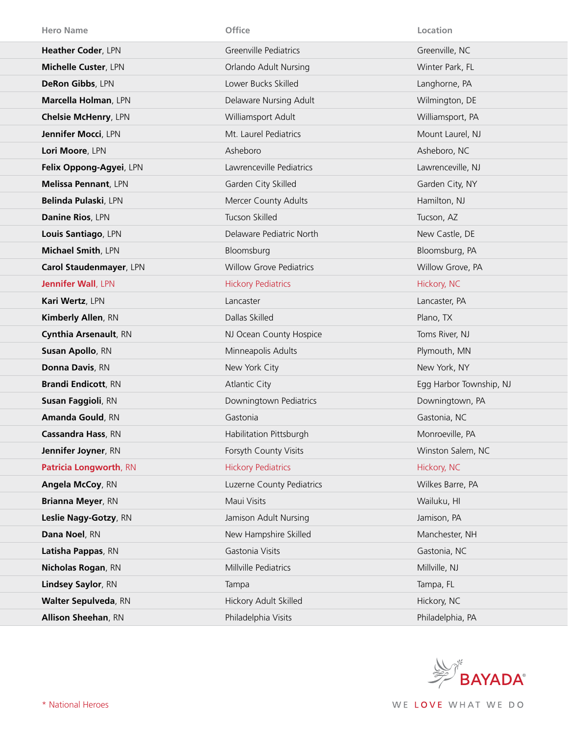| Hero Name | Office | Location |
|---|---|---|
| **Heather Coder**, LPN | Greenville Pediatrics | Greenville, NC |
| **Michelle Custer**, LPN | Orlando Adult Nursing | Winter Park, FL |
| **DeRon Gibbs**, LPN | Lower Bucks Skilled | Langhorne, PA |
| **Marcella Holman**, LPN | Delaware Nursing Adult | Wilmington, DE |
| **Chelsie McHenry**, LPN | Williamsport Adult | Williamsport, PA |
| **Jennifer Mocci**, LPN | Mt. Laurel Pediatrics | Mount Laurel, NJ |
| **Lori Moore**, LPN | Asheboro | Asheboro, NC |
| **Felix Oppong-Agyei**, LPN | Lawrenceville Pediatrics | Lawrenceville, NJ |
| **Melissa Pennant**, LPN | Garden City Skilled | Garden City, NY |
| **Belinda Pulaski**, LPN | Mercer County Adults | Hamilton, NJ |
| **Danine Rios**, LPN | Tucson Skilled | Tucson, AZ |
| **Louis Santiago**, LPN | Delaware Pediatric North | New Castle, DE |
| **Michael Smith**, LPN | Bloomsburg | Bloomsburg, PA |
| **Carol Staudenmayer**, LPN | Willow Grove Pediatrics | Willow Grove, PA |
| **Jennifer Wall**, LPN | Hickory Pediatrics | Hickory, NC |
| **Kari Wertz**, LPN | Lancaster | Lancaster, PA |
| **Kimberly Allen**, RN | Dallas Skilled | Plano, TX |
| **Cynthia Arsenault**, RN | NJ Ocean County Hospice | Toms River, NJ |
| **Susan Apollo**, RN | Minneapolis Adults | Plymouth, MN |
| **Donna Davis**, RN | New York City | New York, NY |
| **Brandi Endicott**, RN | Atlantic City | Egg Harbor Township, NJ |
| **Susan Faggioli**, RN | Downingtown Pediatrics | Downingtown, PA |
| **Amanda Gould**, RN | Gastonia | Gastonia, NC |
| **Cassandra Hass**, RN | Habilitation Pittsburgh | Monroeville, PA |
| **Jennifer Joyner**, RN | Forsyth County Visits | Winston Salem, NC |
| **Patricia Longworth**, RN | Hickory Pediatrics | Hickory, NC |
| **Angela McCoy**, RN | Luzerne County Pediatrics | Wilkes Barre, PA |
| **Brianna Meyer**, RN | Maui Visits | Wailuku, HI |
| **Leslie Nagy-Gotzy**, RN | Jamison Adult Nursing | Jamison, PA |
| **Dana Noel**, RN | New Hampshire Skilled | Manchester, NH |
| **Latisha Pappas**, RN | Gastonia Visits | Gastonia, NC |
| **Nicholas Rogan**, RN | Millville Pediatrics | Millville, NJ |
| **Lindsey Saylor**, RN | Tampa | Tampa, FL |
| **Walter Sepulveda**, RN | Hickory Adult Skilled | Hickory, NC |
| **Allison Sheehan**, RN | Philadelphia Visits | Philadelphia, PA |

\* National Heroes

BAYADA®

WE LOVE WHAT WE DO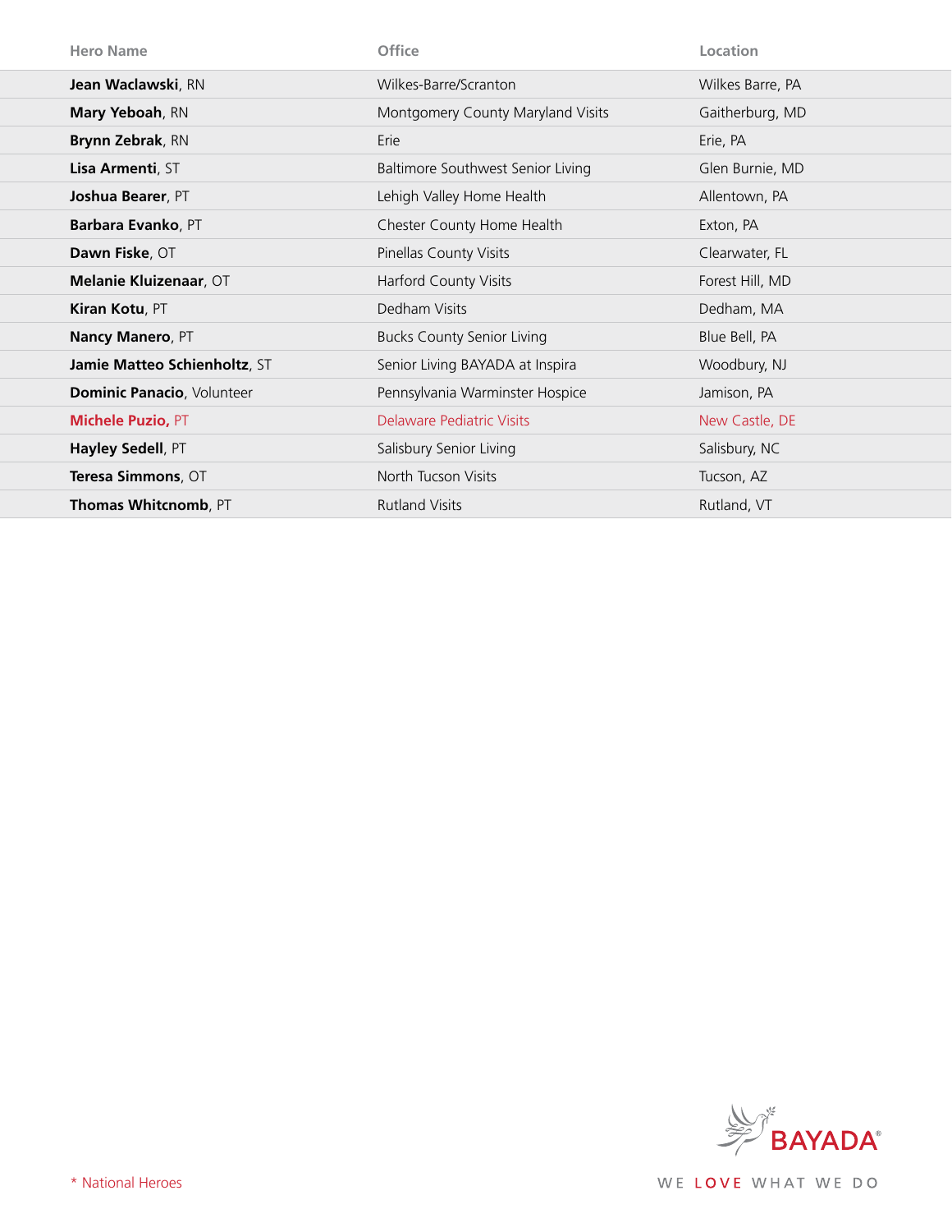| Hero Name | Office | Location |
|---|---|---|
| **Jean Waclawski**, RN | Wilkes-Barre/Scranton | Wilkes Barre, PA |
| **Mary Yeboah**, RN | Montgomery County Maryland Visits | Gaitherburg, MD |
| **Brynn Zebrak**, RN | Erie | Erie, PA |
| **Lisa Armenti**, ST | Baltimore Southwest Senior Living | Glen Burnie, MD |
| **Joshua Bearer**, PT | Lehigh Valley Home Health | Allentown, PA |
| **Barbara Evanko**, PT | Chester County Home Health | Exton, PA |
| **Dawn Fiske**, OT | Pinellas County Visits | Clearwater, FL |
| **Melanie Kluizenaar**, OT | Harford County Visits | Forest Hill, MD |
| **Kiran Kotu**, PT | Dedham Visits | Dedham, MA |
| **Nancy Manero**, PT | Bucks County Senior Living | Blue Bell, PA |
| **Jamie Matteo Schienholtz**, ST | Senior Living BAYADA at Inspira | Woodbury, NJ |
| **Dominic Panacio**, Volunteer | Pennsylvania Warminster Hospice | Jamison, PA |
| **Michele Puzio,** PT | Delaware Pediatric Visits | New Castle, DE |
| **Hayley Sedell**, PT | Salisbury Senior Living | Salisbury, NC |
| **Teresa Simmons**, OT | North Tucson Visits | Tucson, AZ |
| **Thomas Whitcnomb**, PT | Rutland Visits | Rutland, VT |

* National Heroes

BAYADA®

WE LOVE WHAT WE DO